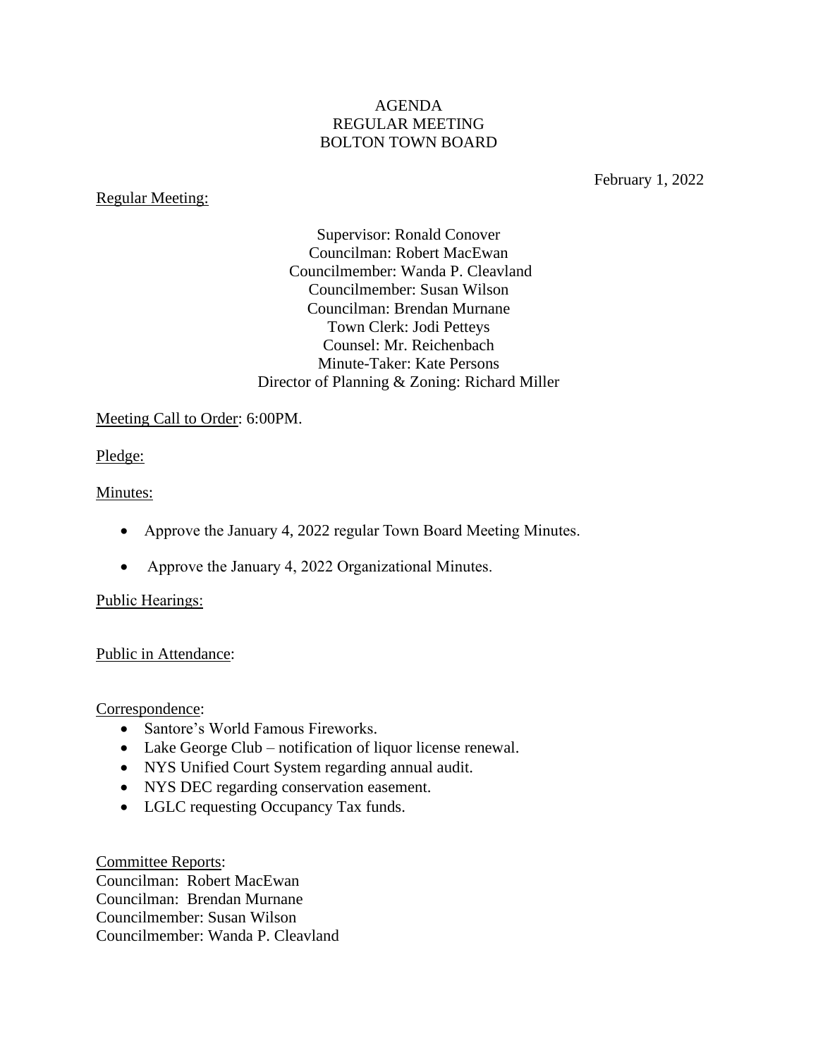# AGENDA
# REGULAR MEETING
# BOLTON TOWN BOARD

February 1, 2022

<u>Regular Meeting:</u>

Supervisor: Ronald Conover
Councilman: Robert MacEwan
Councilmember: Wanda P. Cleavland
Councilmember: Susan Wilson
Councilman: Brendan Murnane
Town Clerk: Jodi Petteys
Counsel: Mr. Reichenbach
Minute-Taker: Kate Persons
Director of Planning & Zoning: Richard Miller

<u>Meeting Call to Order</u>: 6:00PM.

<u>Pledge:</u>

<u>Minutes:</u>

- Approve the January 4, 2022 regular Town Board Meeting Minutes.
- Approve the January 4, 2022 Organizational Minutes.

<u>Public Hearings:</u>

<u>Public in Attendance</u>:

<u>Correspondence</u>:

- Santore's World Famous Fireworks.
- Lake George Club – notification of liquor license renewal.
- NYS Unified Court System regarding annual audit.
- NYS DEC regarding conservation easement.
- LGLC requesting Occupancy Tax funds.

<u>Committee Reports</u>:
Councilman: Robert MacEwan
Councilman: Brendan Murnane
Councilmember: Susan Wilson
Councilmember: Wanda P. Cleavland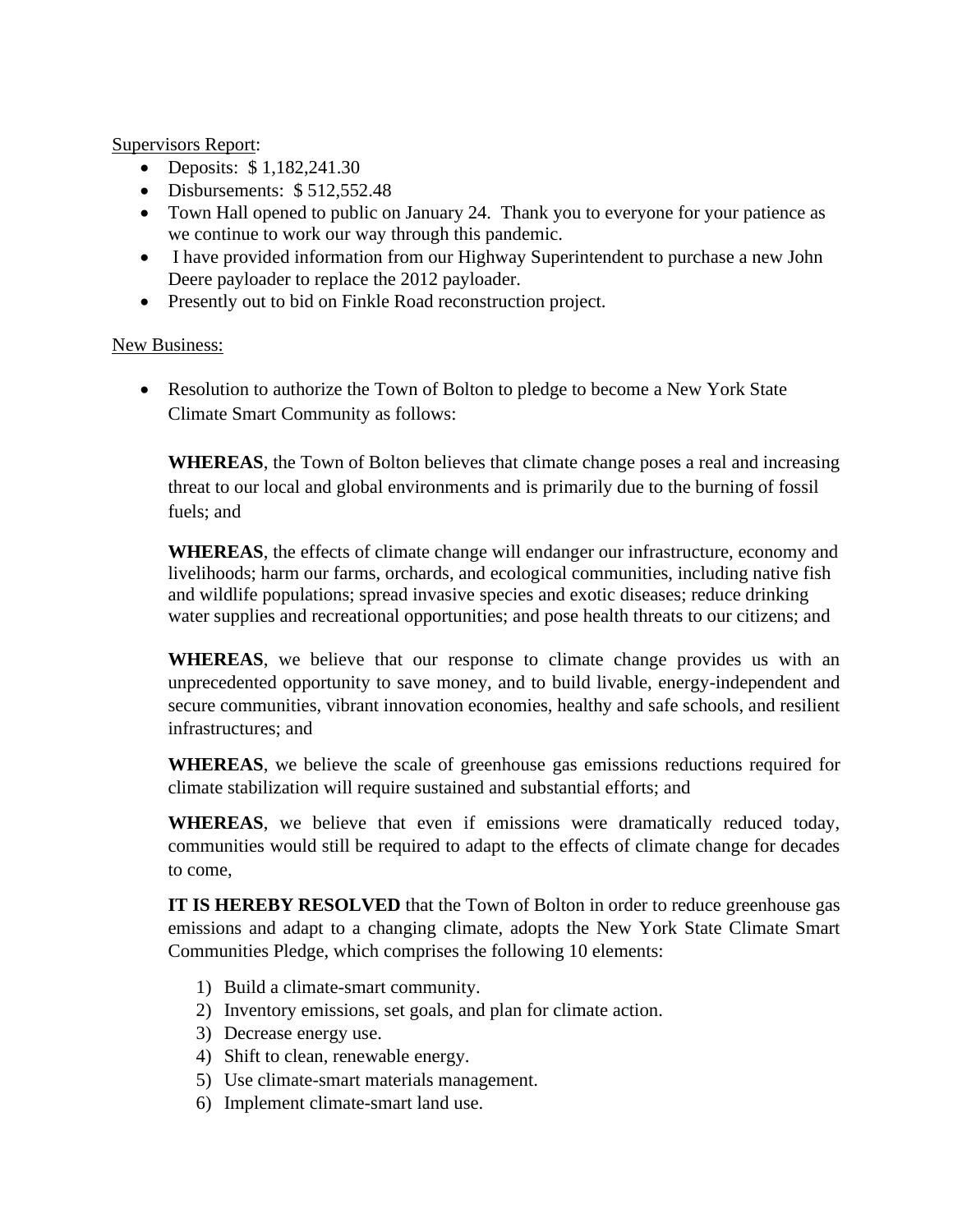<u>Supervisors Report</u>:

- Deposits: $ 1,182,241.30
- Disbursements: $ 512,552.48
- Town Hall opened to public on January 24. Thank you to everyone for your patience as we continue to work our way through this pandemic.
- I have provided information from our Highway Superintendent to purchase a new John Deere payloader to replace the 2012 payloader.
- Presently out to bid on Finkle Road reconstruction project.

<u>New Business:</u>

- Resolution to authorize the Town of Bolton to pledge to become a New York State Climate Smart Community as follows:

  **WHEREAS**, the Town of Bolton believes that climate change poses a real and increasing threat to our local and global environments and is primarily due to the burning of fossil fuels; and

  **WHEREAS**, the effects of climate change will endanger our infrastructure, economy and livelihoods; harm our farms, orchards, and ecological communities, including native fish and wildlife populations; spread invasive species and exotic diseases; reduce drinking water supplies and recreational opportunities; and pose health threats to our citizens; and

  **WHEREAS**, we believe that our response to climate change provides us with an unprecedented opportunity to save money, and to build livable, energy-independent and secure communities, vibrant innovation economies, healthy and safe schools, and resilient infrastructures; and

  **WHEREAS**, we believe the scale of greenhouse gas emissions reductions required for climate stabilization will require sustained and substantial efforts; and

  **WHEREAS**, we believe that even if emissions were dramatically reduced today, communities would still be required to adapt to the effects of climate change for decades to come,

  **IT IS HEREBY RESOLVED** that the Town of Bolton in order to reduce greenhouse gas emissions and adapt to a changing climate, adopts the New York State Climate Smart Communities Pledge, which comprises the following 10 elements:

  1) Build a climate-smart community.
  2) Inventory emissions, set goals, and plan for climate action.
  3) Decrease energy use.
  4) Shift to clean, renewable energy.
  5) Use climate-smart materials management.
  6) Implement climate-smart land use.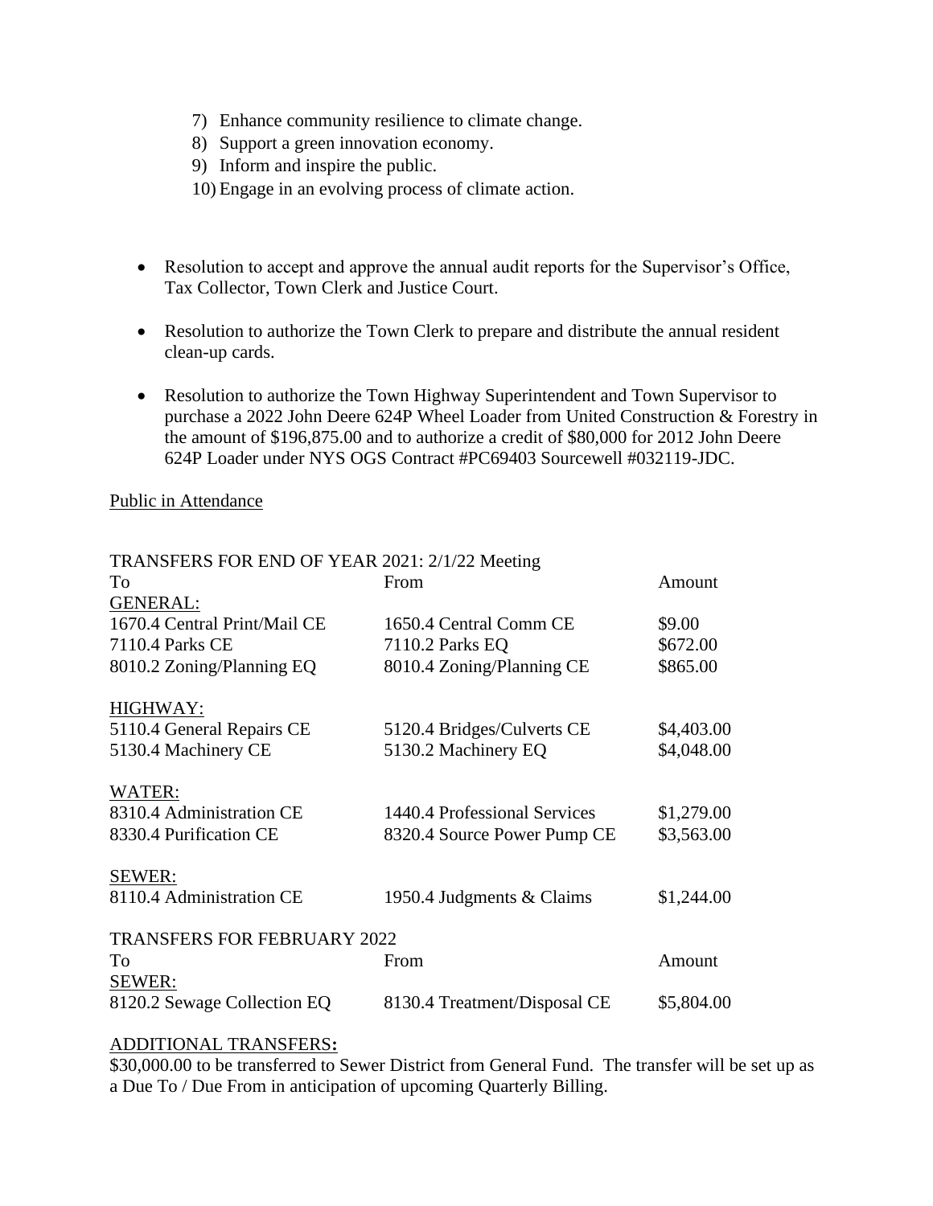7) Enhance community resilience to climate change.
8) Support a green innovation economy.
9) Inform and inspire the public.
10) Engage in an evolving process of climate action.

- Resolution to accept and approve the annual audit reports for the Supervisor's Office, Tax Collector, Town Clerk and Justice Court.

- Resolution to authorize the Town Clerk to prepare and distribute the annual resident clean-up cards.

- Resolution to authorize the Town Highway Superintendent and Town Supervisor to purchase a 2022 John Deere 624P Wheel Loader from United Construction & Forestry in the amount of $196,875.00 and to authorize a credit of $80,000 for 2012 John Deere 624P Loader under NYS OGS Contract #PC69403 Sourcewell #032119-JDC.

<u>Public in Attendance</u>

TRANSFERS FOR END OF YEAR 2021: 2/1/22 Meeting

| To | From | Amount |
|---|---|---|
| <u>GENERAL:</u> | | |
| 1670.4 Central Print/Mail CE | 1650.4 Central Comm CE | $9.00 |
| 7110.4 Parks CE | 7110.2 Parks EQ | $672.00 |
| 8010.2 Zoning/Planning EQ | 8010.4 Zoning/Planning CE | $865.00 |
| <u>HIGHWAY:</u> | | |
| 5110.4 General Repairs CE | 5120.4 Bridges/Culverts CE | $4,403.00 |
| 5130.4 Machinery CE | 5130.2 Machinery EQ | $4,048.00 |
| <u>WATER:</u> | | |
| 8310.4 Administration CE | 1440.4 Professional Services | $1,279.00 |
| 8330.4 Purification CE | 8320.4 Source Power Pump CE | $3,563.00 |
| <u>SEWER:</u> | | |
| 8110.4 Administration CE | 1950.4 Judgments & Claims | $1,244.00 |

TRANSFERS FOR FEBRUARY 2022

| To | From | Amount |
|---|---|---|
| <u>SEWER:</u> | | |
| 8120.2 Sewage Collection EQ | 8130.4 Treatment/Disposal CE | $5,804.00 |

<u>ADDITIONAL TRANSFERS</u>**:**

$30,000.00 to be transferred to Sewer District from General Fund. The transfer will be set up as a Due To / Due From in anticipation of upcoming Quarterly Billing.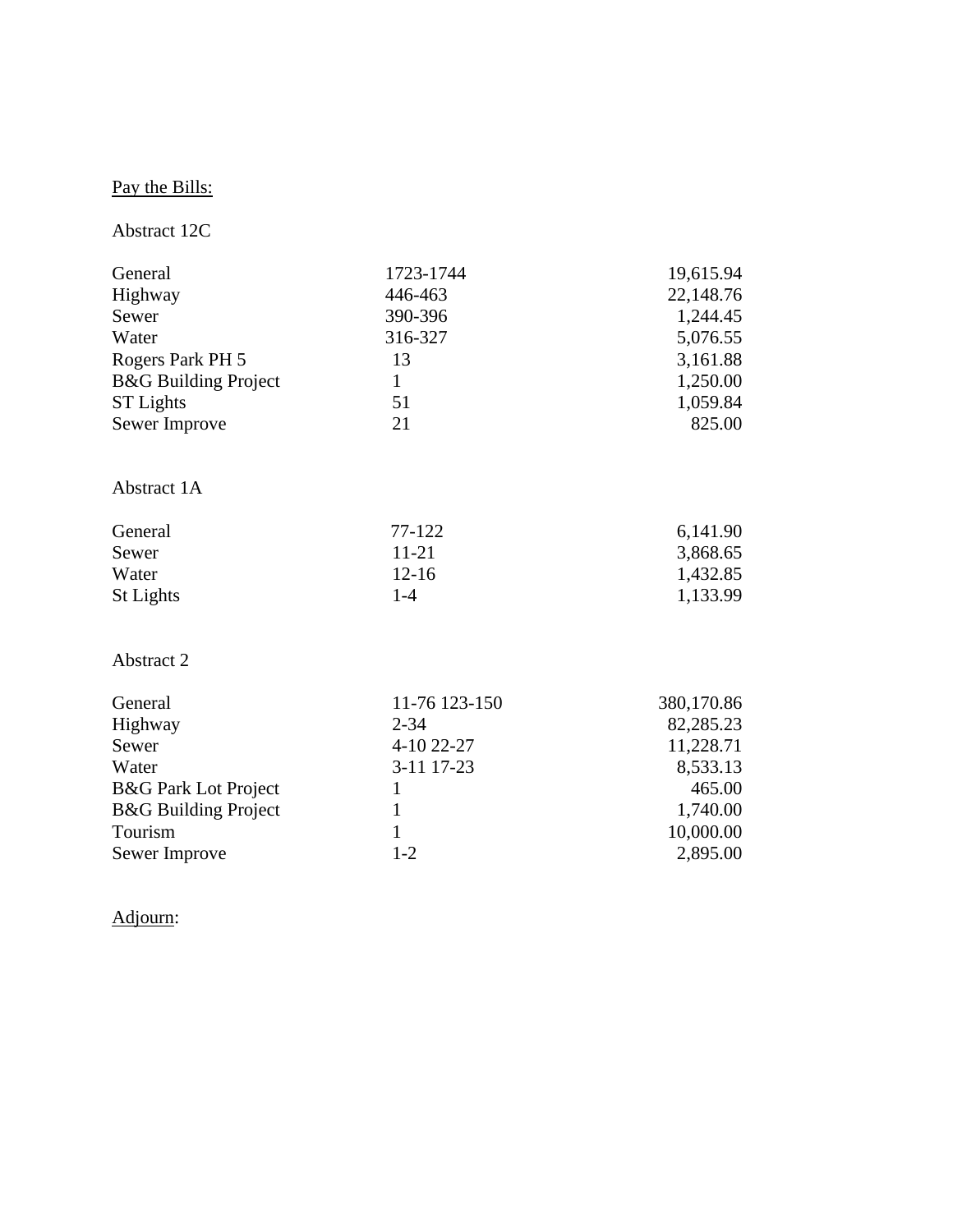Pay the Bills:

Abstract 12C

| | | |
|---|---|---|
| General | 1723-1744 | 19,615.94 |
| Highway | 446-463 | 22,148.76 |
| Sewer | 390-396 | 1,244.45 |
| Water | 316-327 | 5,076.55 |
| Rogers Park PH 5 | 13 | 3,161.88 |
| B&G Building Project | 1 | 1,250.00 |
| ST Lights | 51 | 1,059.84 |
| Sewer Improve | 21 | 825.00 |

Abstract 1A

| | | |
|---|---|---|
| General | 77-122 | 6,141.90 |
| Sewer | 11-21 | 3,868.65 |
| Water | 12-16 | 1,432.85 |
| St Lights | 1-4 | 1,133.99 |

Abstract 2

| | | |
|---|---|---|
| General | 11-76 123-150 | 380,170.86 |
| Highway | 2-34 | 82,285.23 |
| Sewer | 4-10 22-27 | 11,228.71 |
| Water | 3-11 17-23 | 8,533.13 |
| B&G Park Lot Project | 1 | 465.00 |
| B&G Building Project | 1 | 1,740.00 |
| Tourism | 1 | 10,000.00 |
| Sewer Improve | 1-2 | 2,895.00 |

Adjourn: